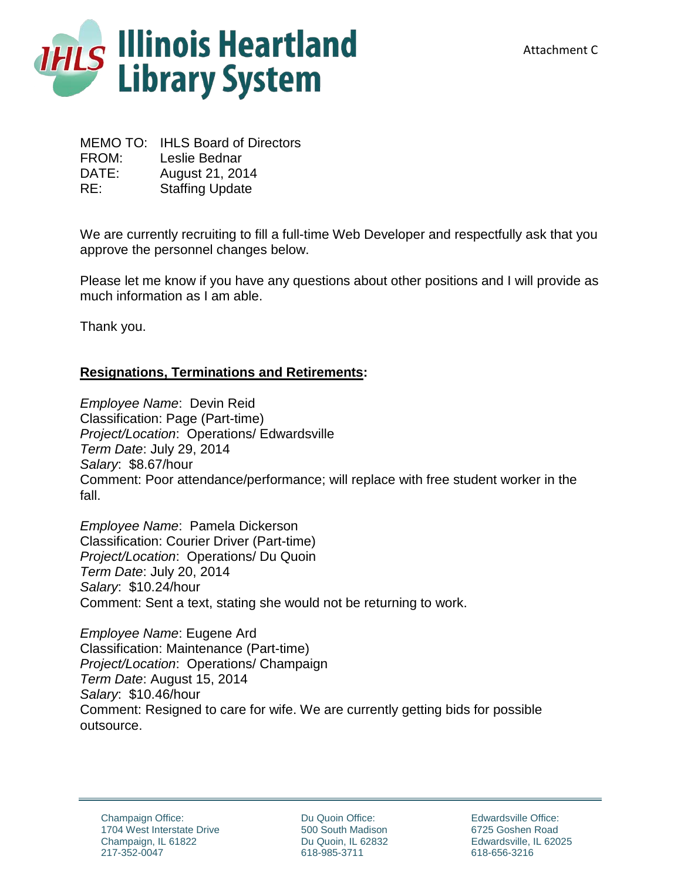Attachment C

# Illinois Heartland Library System

MEMO TO: IHLS Board of Directors
FROM: Leslie Bednar
DATE: August 21, 2014
RE: Staffing Update

We are currently recruiting to fill a full-time Web Developer and respectfully ask that you approve the personnel changes below.

Please let me know if you have any questions about other positions and I will provide as much information as I am able.

Thank you.

## **Resignations, Terminations and Retirements:**

*Employee Name*: Devin Reid
Classification: Page (Part-time)
*Project/Location*: Operations/ Edwardsville
*Term Date*: July 29, 2014
*Salary*: $8.67/hour
Comment: Poor attendance/performance; will replace with free student worker in the fall.

*Employee Name*: Pamela Dickerson
Classification: Courier Driver (Part-time)
*Project/Location*: Operations/ Du Quoin
*Term Date*: July 20, 2014
*Salary*: $10.24/hour
Comment: Sent a text, stating she would not be returning to work.

*Employee Name*: Eugene Ard
Classification: Maintenance (Part-time)
*Project/Location*: Operations/ Champaign
*Term Date*: August 15, 2014
*Salary*: $10.46/hour
Comment: Resigned to care for wife. We are currently getting bids for possible outsource.

Champaign Office:
1704 West Interstate Drive
Champaign, IL 61822
217-352-0047

Du Quoin Office:
500 South Madison
Du Quoin, IL 62832
618-985-3711

Edwardsville Office:
6725 Goshen Road
Edwardsville, IL 62025
618-656-3216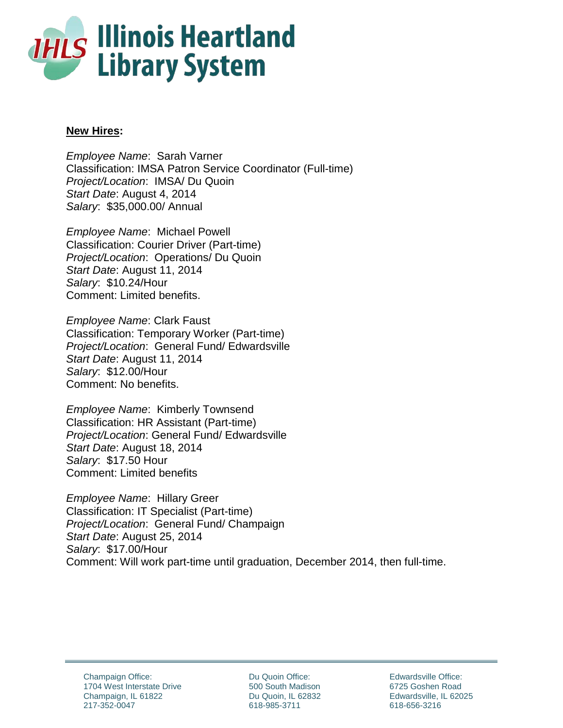**New Hires:**

*Employee Name*: Sarah Varner
Classification: IMSA Patron Service Coordinator (Full-time)
*Project/Location*: IMSA/ Du Quoin
*Start Date*: August 4, 2014
*Salary*: $35,000.00/ Annual

*Employee Name*: Michael Powell
Classification: Courier Driver (Part-time)
*Project/Location*: Operations/ Du Quoin
*Start Date*: August 11, 2014
*Salary*: $10.24/Hour
Comment: Limited benefits.

*Employee Name*: Clark Faust
Classification: Temporary Worker (Part-time)
*Project/Location*: General Fund/ Edwardsville
*Start Date*: August 11, 2014
*Salary*: $12.00/Hour
Comment: No benefits.

*Employee Name*: Kimberly Townsend
Classification: HR Assistant (Part-time)
*Project/Location*: General Fund/ Edwardsville
*Start Date*: August 18, 2014
*Salary*: $17.50 Hour
Comment: Limited benefits

*Employee Name*: Hillary Greer
Classification: IT Specialist (Part-time)
*Project/Location*: General Fund/ Champaign
*Start Date*: August 25, 2014
*Salary*: $17.00/Hour
Comment: Will work part-time until graduation, December 2014, then full-time.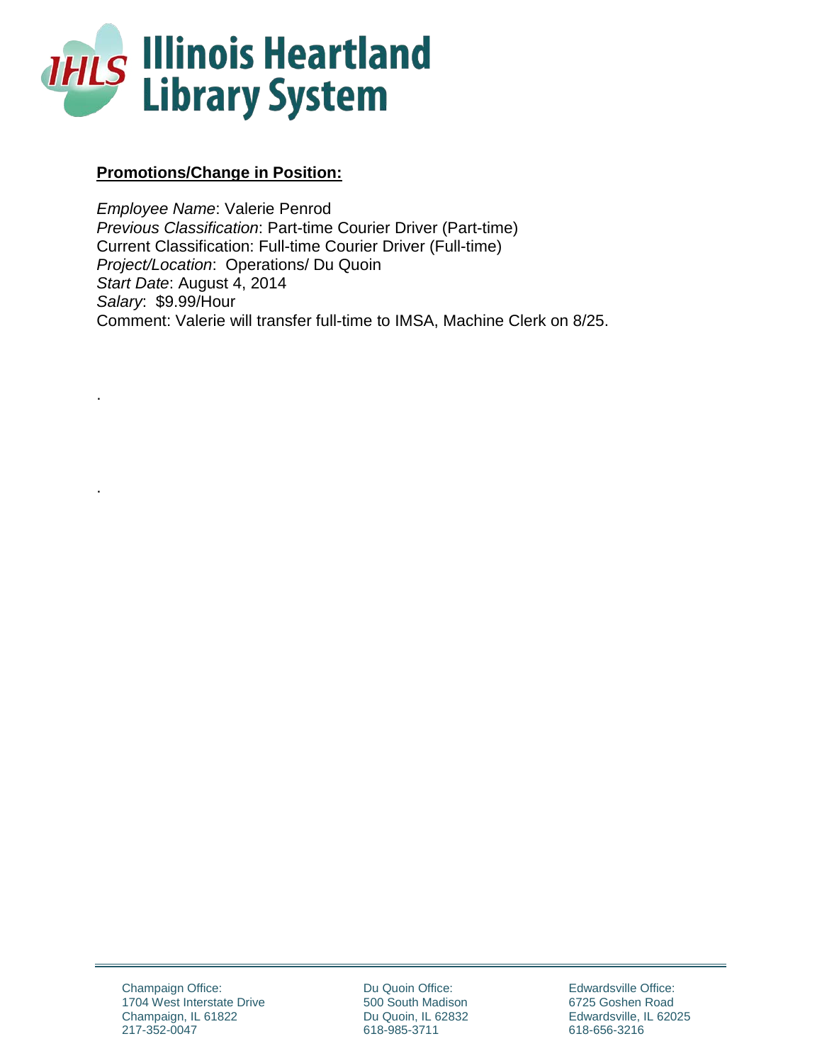**Promotions/Change in Position:**

*Employee Name*: Valerie Penrod
*Previous Classification*: Part-time Courier Driver (Part-time)
Current Classification: Full-time Courier Driver (Full-time)
*Project/Location*: Operations/ Du Quoin
*Start Date*: August 4, 2014
*Salary*: $9.99/Hour
Comment: Valerie will transfer full-time to IMSA, Machine Clerk on 8/25.

.

.